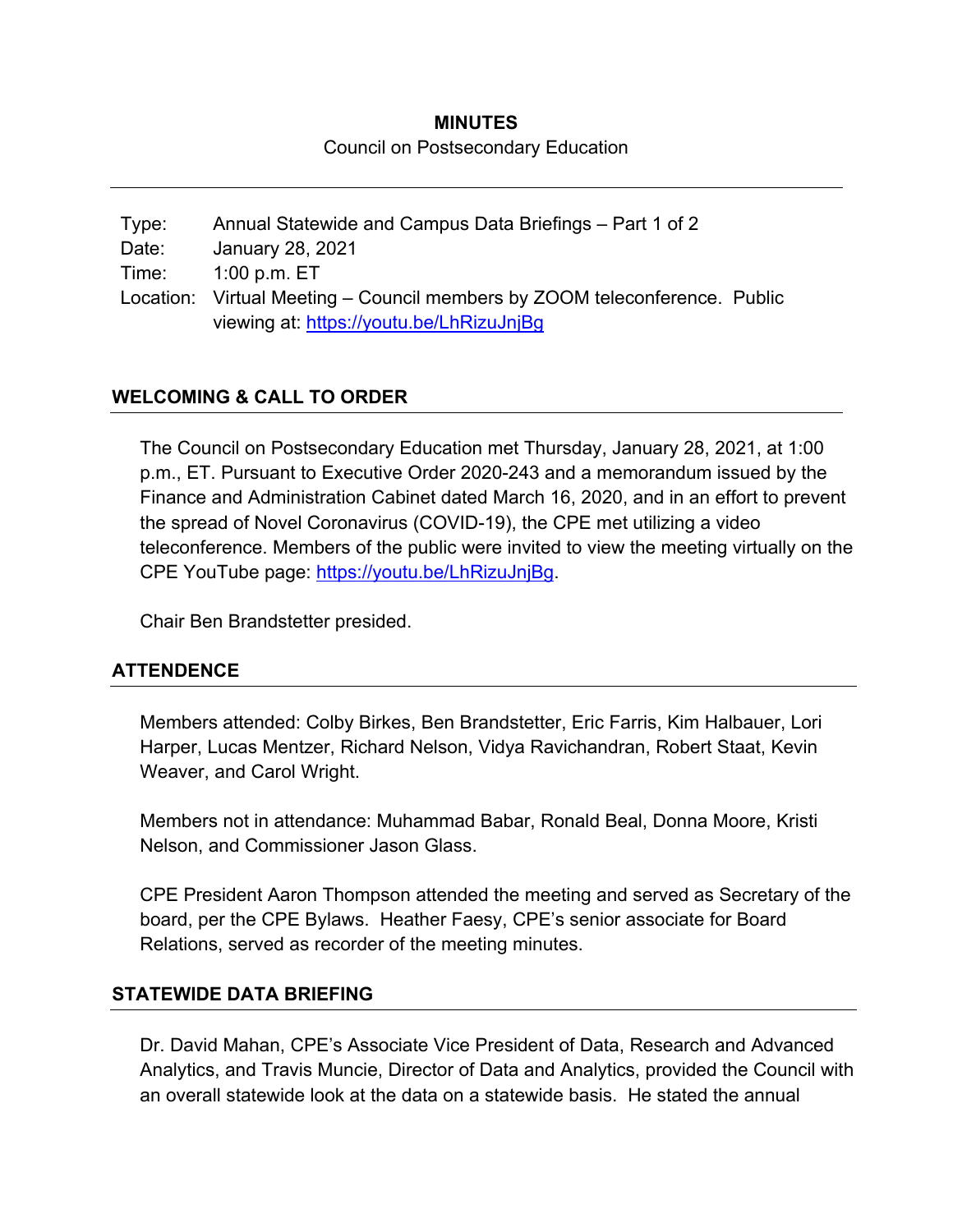**MINUTES**

Council on Postsecondary Education

| | |
|---|---|
| Type: | Annual Statewide and Campus Data Briefings – Part 1 of 2 |
| Date: | January 28, 2021 |
| Time: | 1:00 p.m. ET |
| Location: | Virtual Meeting – Council members by ZOOM teleconference. Public viewing at: https://youtu.be/LhRizuJnjBg |

## WELCOMING & CALL TO ORDER

The Council on Postsecondary Education met Thursday, January 28, 2021, at 1:00 p.m., ET. Pursuant to Executive Order 2020-243 and a memorandum issued by the Finance and Administration Cabinet dated March 16, 2020, and in an effort to prevent the spread of Novel Coronavirus (COVID-19), the CPE met utilizing a video teleconference. Members of the public were invited to view the meeting virtually on the CPE YouTube page: https://youtu.be/LhRizuJnjBg.

Chair Ben Brandstetter presided.

## ATTENDENCE

Members attended: Colby Birkes, Ben Brandstetter, Eric Farris, Kim Halbauer, Lori Harper, Lucas Mentzer, Richard Nelson, Vidya Ravichandran, Robert Staat, Kevin Weaver, and Carol Wright.

Members not in attendance: Muhammad Babar, Ronald Beal, Donna Moore, Kristi Nelson, and Commissioner Jason Glass.

CPE President Aaron Thompson attended the meeting and served as Secretary of the board, per the CPE Bylaws. Heather Faesy, CPE's senior associate for Board Relations, served as recorder of the meeting minutes.

## STATEWIDE DATA BRIEFING

Dr. David Mahan, CPE's Associate Vice President of Data, Research and Advanced Analytics, and Travis Muncie, Director of Data and Analytics, provided the Council with an overall statewide look at the data on a statewide basis. He stated the annual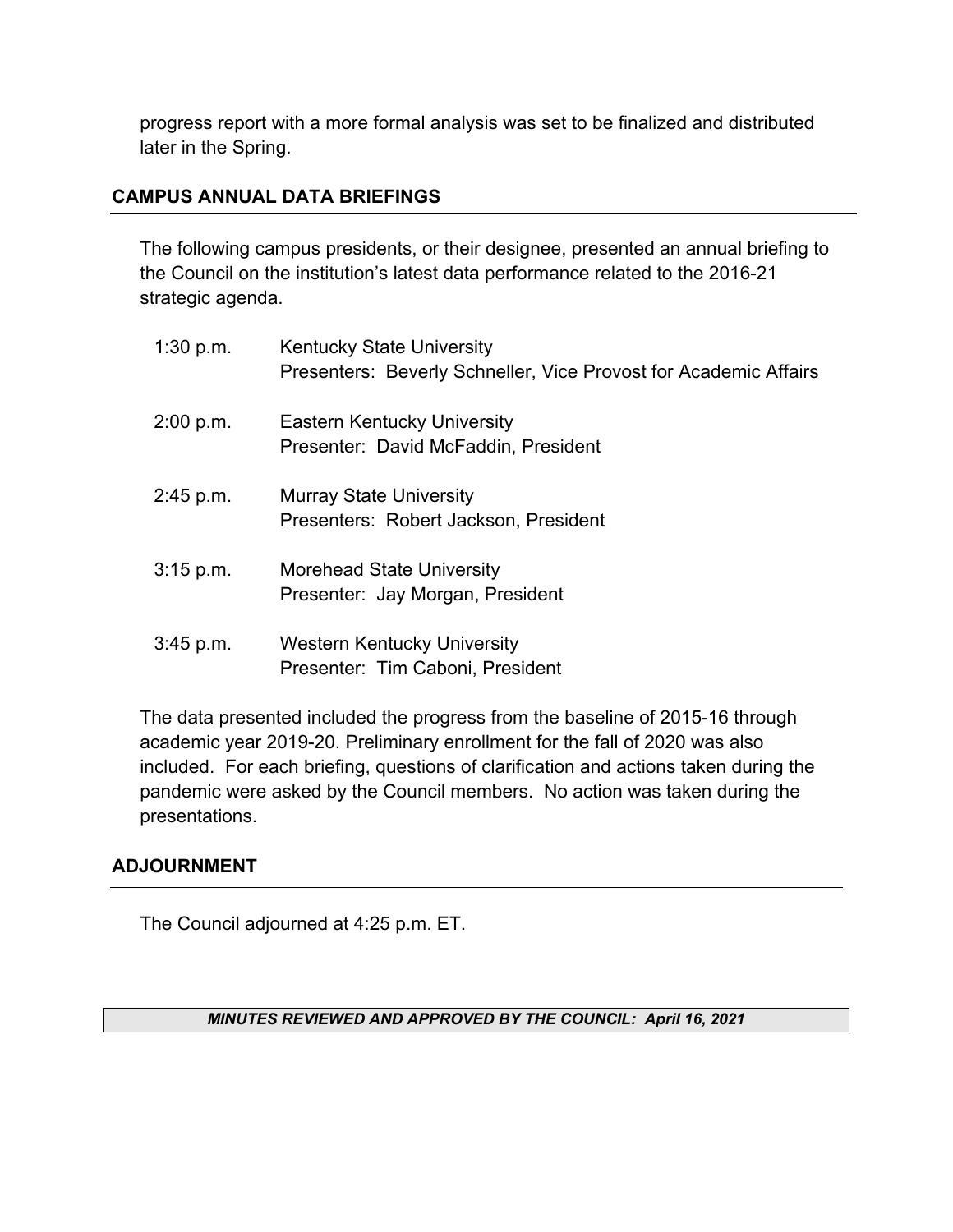progress report with a more formal analysis was set to be finalized and distributed later in the Spring.

## CAMPUS ANNUAL DATA BRIEFINGS

The following campus presidents, or their designee, presented an annual briefing to the Council on the institution's latest data performance related to the 2016-21 strategic agenda.

| | |
|---|---|
| 1:30 p.m. | Kentucky State University<br>Presenters: Beverly Schneller, Vice Provost for Academic Affairs |
| 2:00 p.m. | Eastern Kentucky University<br>Presenter: David McFaddin, President |
| 2:45 p.m. | Murray State University<br>Presenters: Robert Jackson, President |
| 3:15 p.m. | Morehead State University<br>Presenter: Jay Morgan, President |
| 3:45 p.m. | Western Kentucky University<br>Presenter: Tim Caboni, President |

The data presented included the progress from the baseline of 2015-16 through academic year 2019-20. Preliminary enrollment for the fall of 2020 was also included. For each briefing, questions of clarification and actions taken during the pandemic were asked by the Council members. No action was taken during the presentations.

## ADJOURNMENT

The Council adjourned at 4:25 p.m. ET.

***MINUTES REVIEWED AND APPROVED BY THE COUNCIL: April 16, 2021***